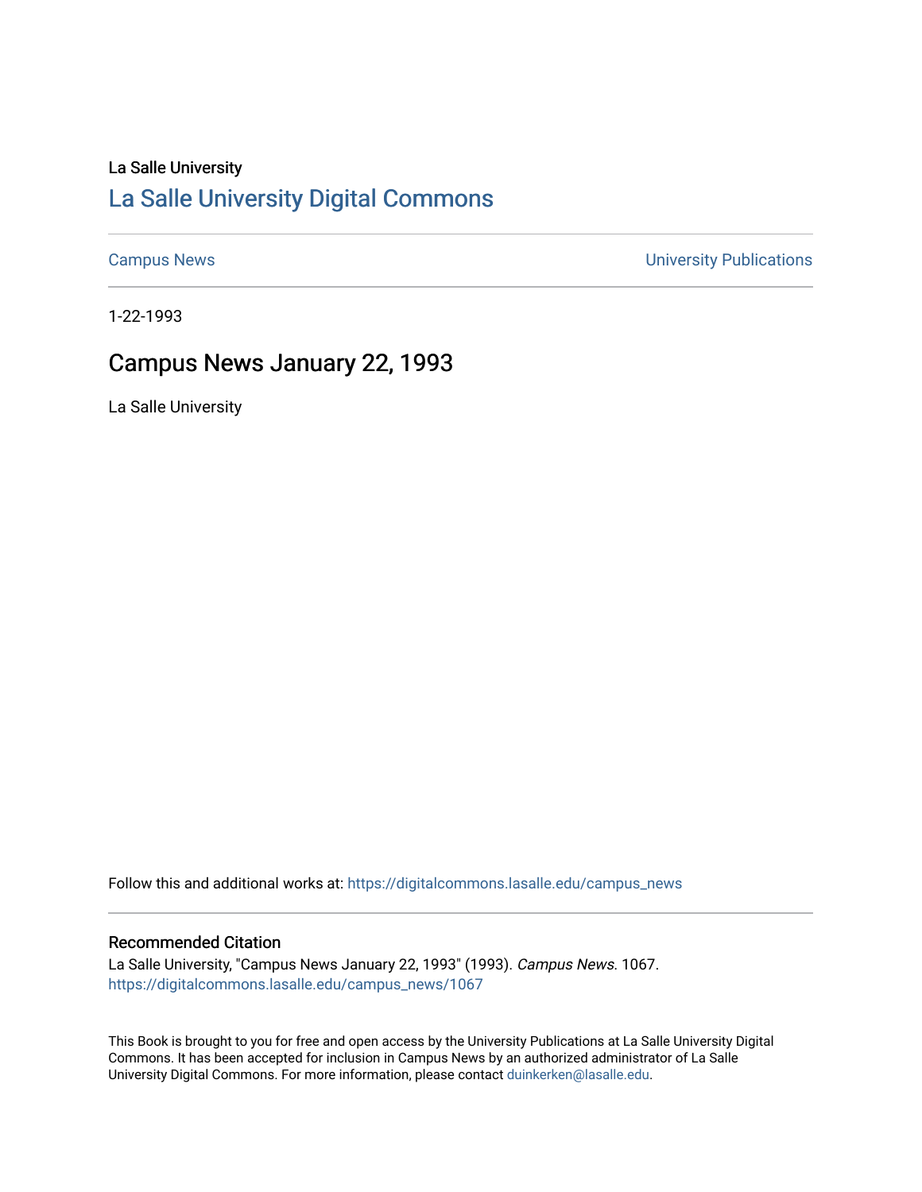La Salle University

# La Salle University Digital Commons

Campus News

University Publications

1-22-1993

## Campus News January 22, 1993

La Salle University

Follow this and additional works at: https://digitalcommons.lasalle.edu/campus_news

### Recommended Citation

La Salle University, "Campus News January 22, 1993" (1993). *Campus News*. 1067.
https://digitalcommons.lasalle.edu/campus_news/1067

This Book is brought to you for free and open access by the University Publications at La Salle University Digital Commons. It has been accepted for inclusion in Campus News by an authorized administrator of La Salle University Digital Commons. For more information, please contact duinkerken@lasalle.edu.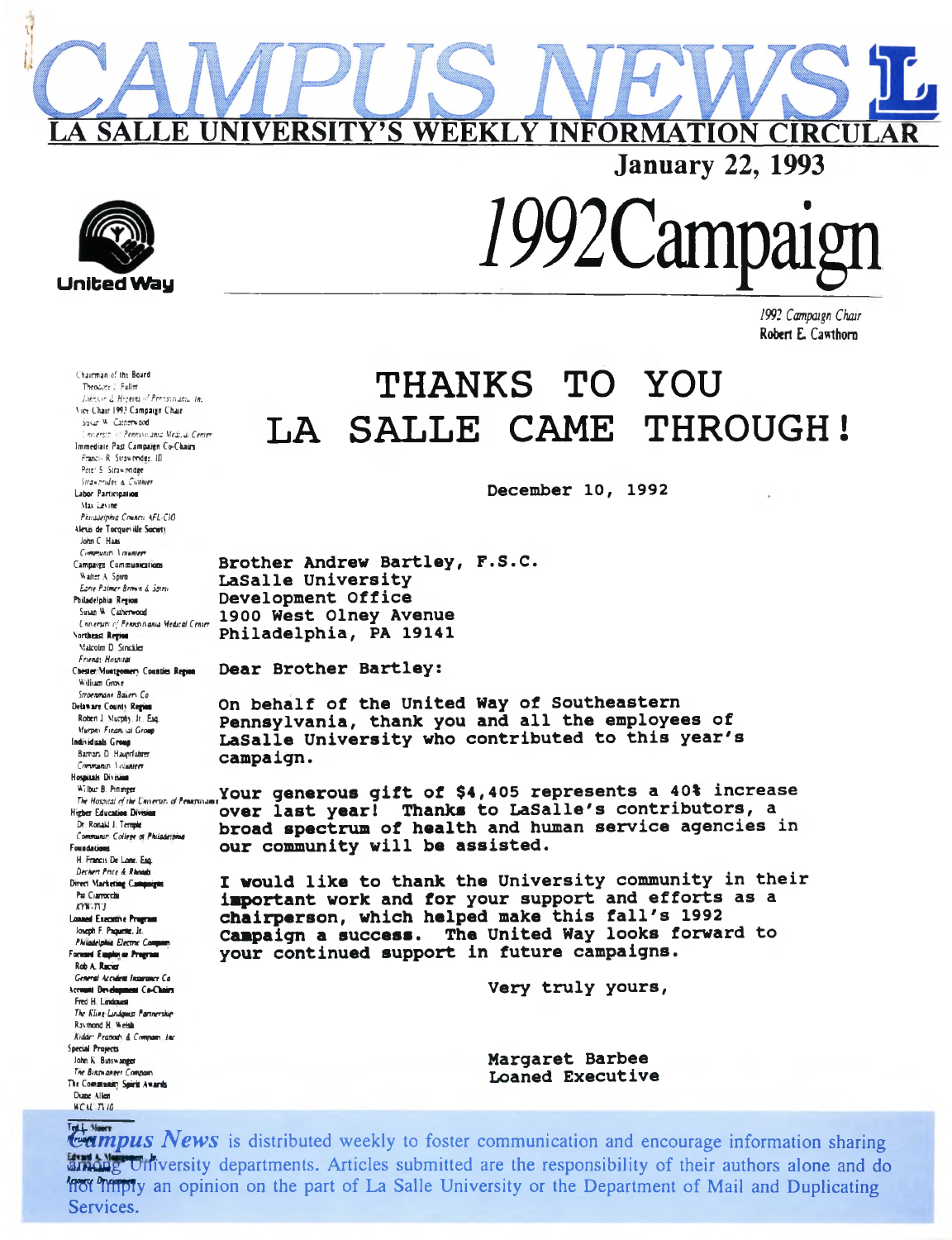# CAMPUS NEWS

**LA SALLE UNIVERSITY'S WEEKLY INFORMATION CIRCULAR**

**January 22, 1993**

United Way

# 1992 Campaign

*1992 Campaign Chair*
**Robert E. Cawthorn**

Chairman of the Board
Theodore L. Fuller
*Jefferson & Hospital of Pennsylvania, Inc.*
Vice Chair 1992 Campaign Chair
Susan W. Catherwood
*University of Pennsylvania Medical Center*
Immediate Past Campaign Co-Chairs
Francis R. Strawbridge, III
Peter S. Strawbridge
*Strawbridge & Clothier*
Labor Participation
Max Levine
*Philadelphia Council AFL-CIO*
Alexis de Tocqueville Society
John C. Haas
*Community Volunteer*
Campaign Communications
Walter A. Spiro
*Earle Palmer Brown & Spiro*
Philadelphia Region
Susan W. Catherwood
*University of Pennsylvania Medical Center*
Northeast Region
Malcolm D. Strickler
*Friends Hospital*
Chester/Montgomery Counties Region
William Grove
*Stroehmann Bakery Co.*
Delaware County Region
Robert J. Murphy, Jr., Esq.
*Murphy Financial Group*
Individuals Group
Barnara D. Hauptfuhrer
*Community Volunteer*
Hospitals Division
Wilbur B. Pittinger
*The Hospital of the University of Pennsylvania*
Higher Education Division
Dr. Ronald J. Temple
*Community College of Philadelphia*
Foundations
H. Francis De Lone, Esq.
*Dechert Price & Rhoads*
Direct Marketing Campaigns
Pat Ciarrocchi
*KYW-TV3*
Loaned Executive Program
Joseph F. Paquette, Jr.
*Philadelphia Electric Company*
Focused Employee Program
Rob A. Racier
*General Accident Insurance Co.*
Account Development Co-Chairs
Fred H. Lindquist
*The Kling-Lindquist Partnership*
Raymond H. Welsh
*Kidder Peabody & Company, Inc.*
Special Projects
John K. Binswanger
*The Binswanger Company*
The Community Spirit Awards
Diane Allen
*WCAU-TV10*
Ted L. Moore
Edward A. Montgomery, Jr.

# THANKS TO YOU LA SALLE CAME THROUGH!

December 10, 1992

Brother Andrew Bartley, F.S.C.
LaSalle University
Development Office
1900 West Olney Avenue
Philadelphia, PA 19141

Dear Brother Bartley:

On behalf of the United Way of Southeastern Pennsylvania, thank you and all the employees of LaSalle University who contributed to this year's campaign.

Your generous gift of $4,405 represents a 40% increase over last year! Thanks to LaSalle's contributors, a broad spectrum of health and human service agencies in our community will be assisted.

I would like to thank the University community in their important work and for your support and efforts as a chairperson, which helped make this fall's 1992 Campaign a success. The United Way looks forward to your continued support in future campaigns.

Very truly yours,

Margaret Barbee
Loaned Executive

*Campus News* is distributed weekly to foster communication and encourage information sharing among University departments. Articles submitted are the responsibility of their authors alone and do not imply an opinion on the part of La Salle University or the Department of Mail and Duplicating Services.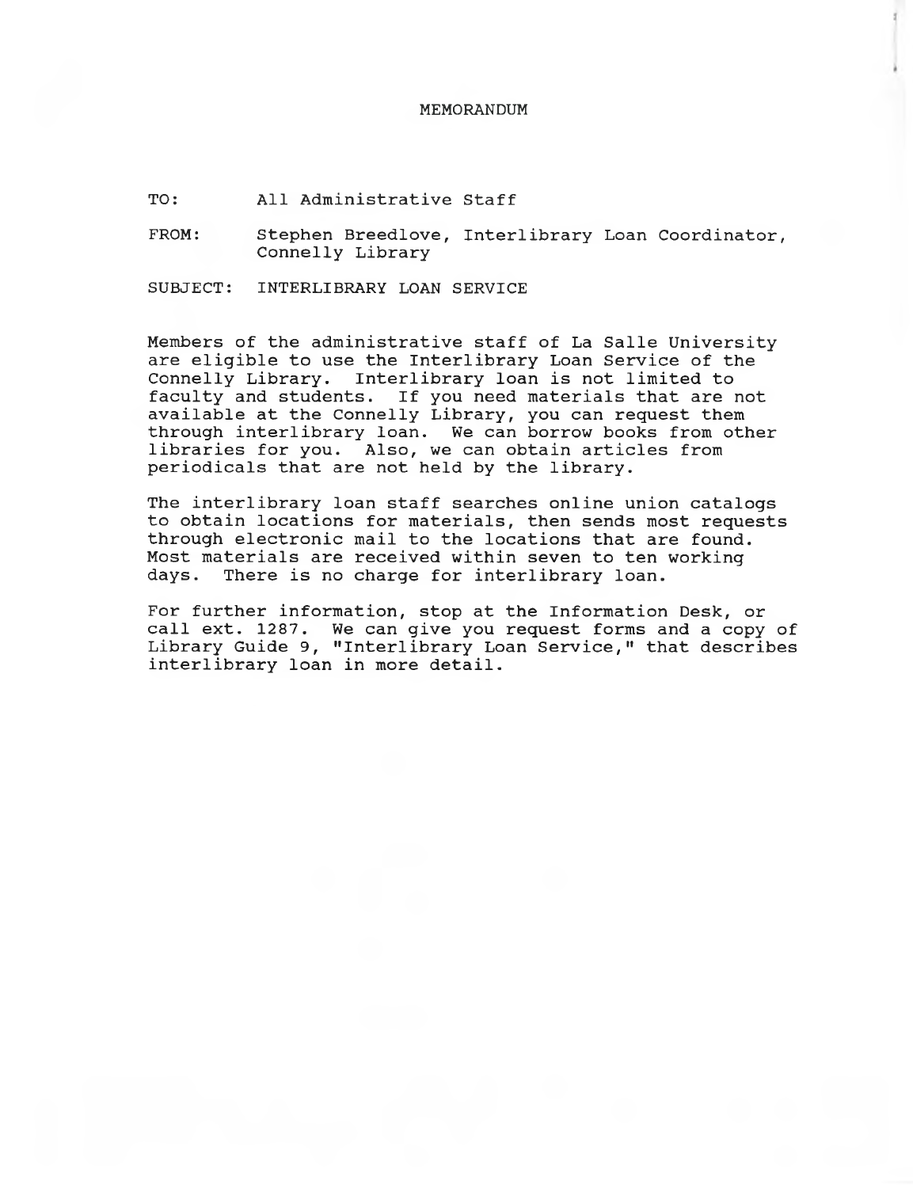# MEMORANDUM

TO: All Administrative Staff

FROM: Stephen Breedlove, Interlibrary Loan Coordinator, Connelly Library

SUBJECT: INTERLIBRARY LOAN SERVICE

Members of the administrative staff of La Salle University are eligible to use the Interlibrary Loan Service of the Connelly Library. Interlibrary loan is not limited to faculty and students. If you need materials that are not available at the Connelly Library, you can request them through interlibrary loan. We can borrow books from other libraries for you. Also, we can obtain articles from periodicals that are not held by the library.

The interlibrary loan staff searches online union catalogs to obtain locations for materials, then sends most requests through electronic mail to the locations that are found. Most materials are received within seven to ten working days. There is no charge for interlibrary loan.

For further information, stop at the Information Desk, or call ext. 1287. We can give you request forms and a copy of Library Guide 9, "Interlibrary Loan Service," that describes interlibrary loan in more detail.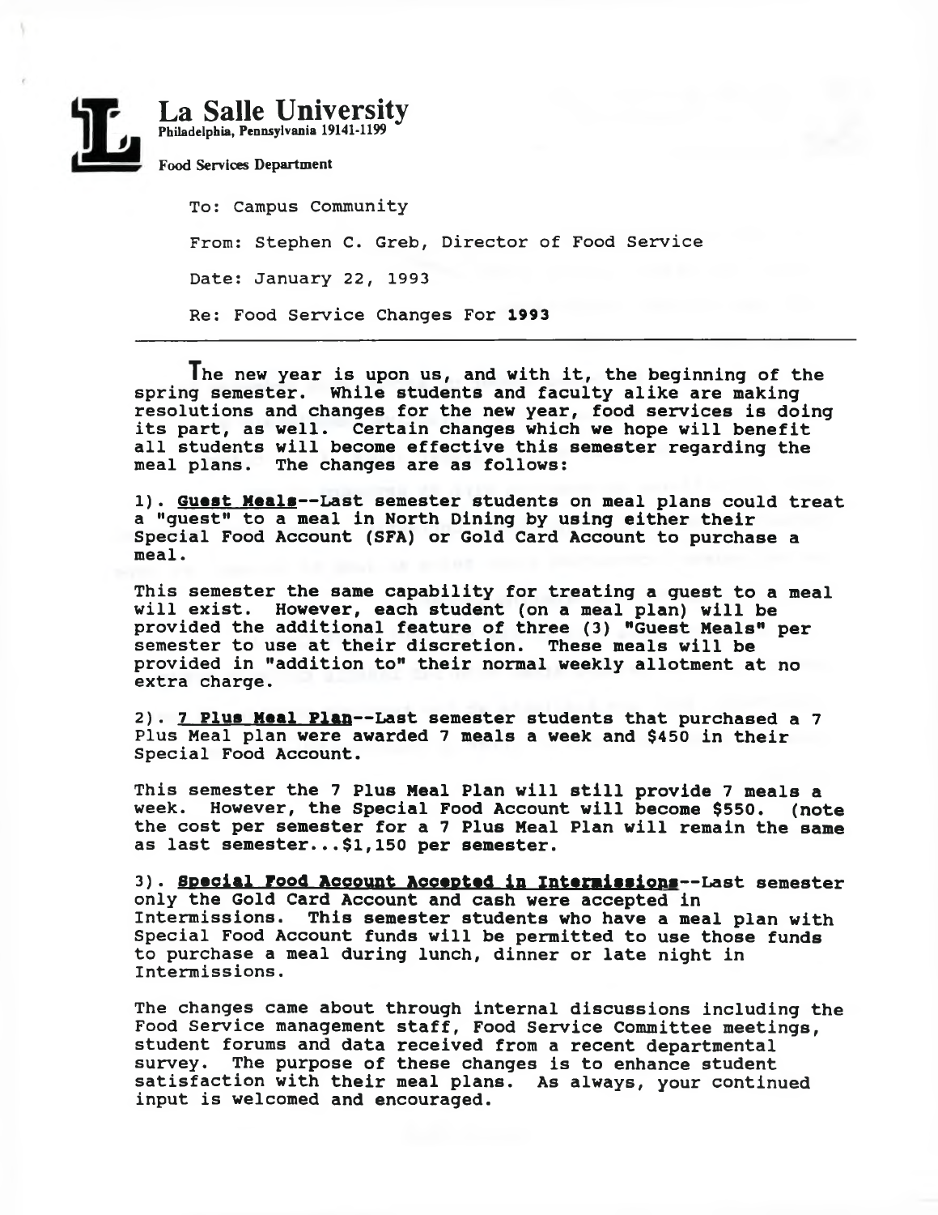**La Salle University**
Philadelphia, Pennsylvania 19141-1199

Food Services Department

To: Campus Community

From: Stephen C. Greb, Director of Food Service

Date: January 22, 1993

Re: Food Service Changes For **1993**

---

The new year is upon us, and with it, the beginning of the spring semester. While students and faculty alike are making resolutions and changes for the new year, food services is doing its part, as well. Certain changes which we hope will benefit all students will become effective this semester regarding the meal plans. The changes are as follows:

1). **Guest Meals**--Last semester students on meal plans could treat a "guest" to a meal in North Dining by using either their Special Food Account (SFA) or Gold Card Account to purchase a meal.

This semester the same capability for treating a guest to a meal will exist. However, each student (on a meal plan) will be provided the additional feature of three (3) "Guest Meals" per semester to use at their discretion. These meals will be provided in "addition to" their normal weekly allotment at no extra charge.

2). **7 Plus Meal Plan**--Last semester students that purchased a 7 Plus Meal plan were awarded 7 meals a week and $450 in their Special Food Account.

This semester the 7 Plus Meal Plan will still provide 7 meals a week. However, the Special Food Account will become $550. (note the cost per semester for a 7 Plus Meal Plan will remain the same as last semester...$1,150 per semester.

3). **Special Food Account Accepted in Intermissions**--Last semester only the Gold Card Account and cash were accepted in Intermissions. This semester students who have a meal plan with Special Food Account funds will be permitted to use those funds to purchase a meal during lunch, dinner or late night in Intermissions.

The changes came about through internal discussions including the Food Service management staff, Food Service Committee meetings, student forums and data received from a recent departmental survey. The purpose of these changes is to enhance student satisfaction with their meal plans. As always, your continued input is welcomed and encouraged.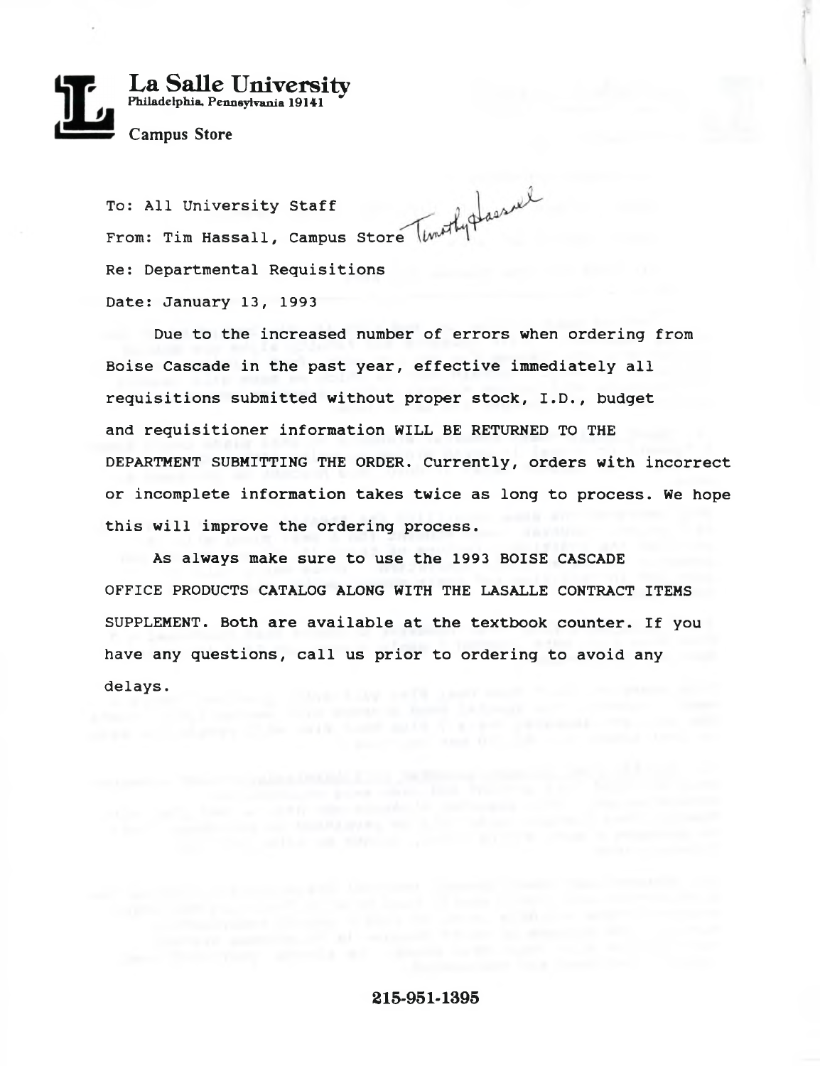# La Salle University

Philadelphia, Pennsylvania 19141

Campus Store

To: All University Staff

From: Tim Hassall, Campus Store *Timothy Hassall*

Re: Departmental Requisitions

Date: January 13, 1993

Due to the increased number of errors when ordering from Boise Cascade in the past year, effective immediately all requisitions submitted without proper stock, I.D., budget and requisitioner information WILL BE RETURNED TO THE DEPARTMENT SUBMITTING THE ORDER. Currently, orders with incorrect or incomplete information takes twice as long to process. We hope this will improve the ordering process.

As always make sure to use the 1993 BOISE CASCADE OFFICE PRODUCTS CATALOG ALONG WITH THE LASALLE CONTRACT ITEMS SUPPLEMENT. Both are available at the textbook counter. If you have any questions, call us prior to ordering to avoid any delays.

**215-951-1395**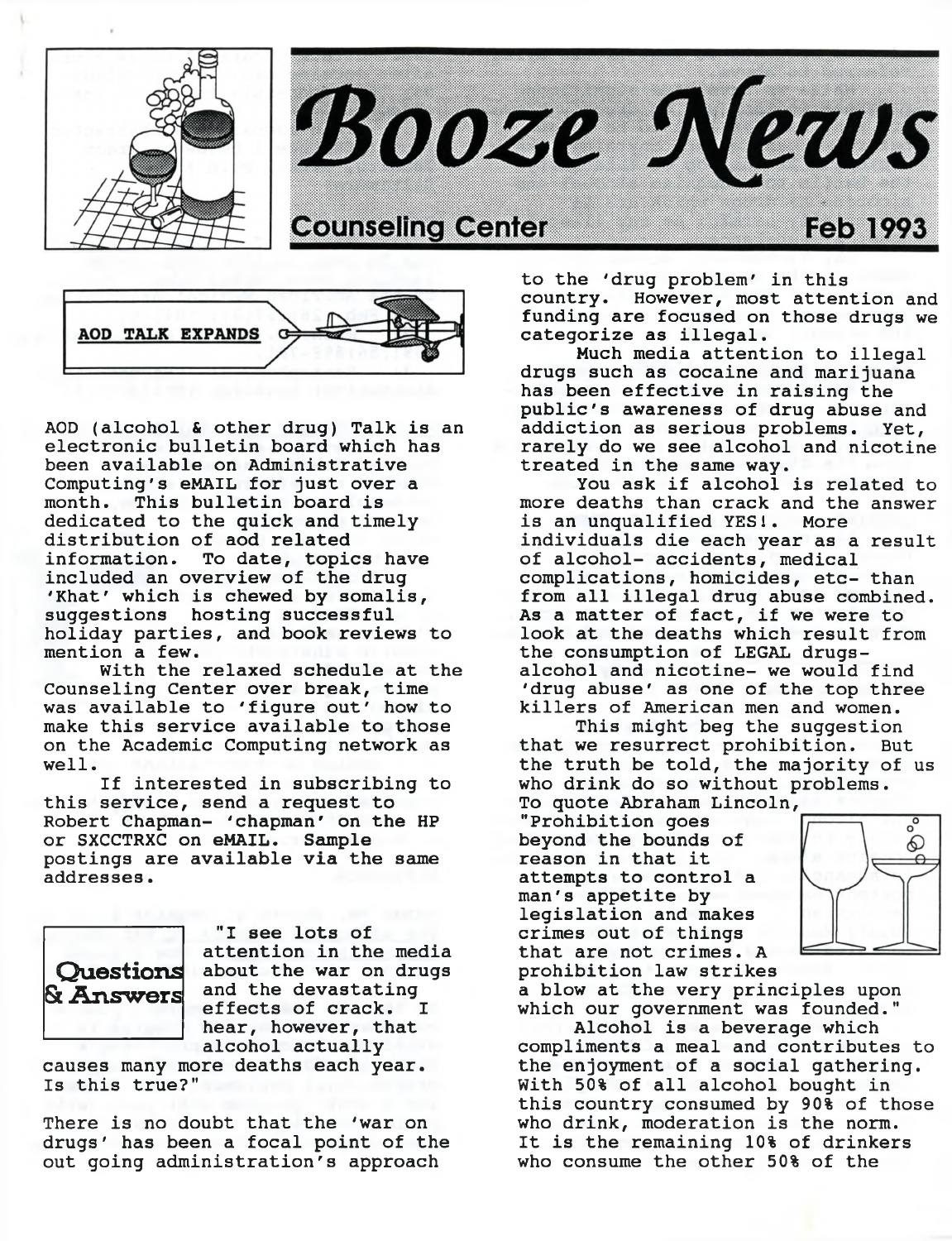# Booze News

**Counseling Center** Feb 1993

## AOD TALK EXPANDS

AOD (alcohol & other drug) Talk is an electronic bulletin board which has been available on Administrative Computing's eMAIL for just over a month. This bulletin board is dedicated to the quick and timely distribution of aod related information. To date, topics have included an overview of the drug 'Khat' which is chewed by somalis, suggestions hosting successful holiday parties, and book reviews to mention a few.

With the relaxed schedule at the Counseling Center over break, time was available to 'figure out' how to make this service available to those on the Academic Computing network as well.

If interested in subscribing to this service, send a request to Robert Chapman- 'chapman' on the HP or SXCCTRXC on eMAIL. Sample postings are available via the same addresses.

## Questions & Answers

"I see lots of attention in the media about the war on drugs and the devastating effects of crack. I hear, however, that alcohol actually causes many more deaths each year. Is this true?"

There is no doubt that the 'war on drugs' has been a focal point of the out going administration's approach to the 'drug problem' in this country. However, most attention and funding are focused on those drugs we categorize as illegal.

Much media attention to illegal drugs such as cocaine and marijuana has been effective in raising the public's awareness of drug abuse and addiction as serious problems. Yet, rarely do we see alcohol and nicotine treated in the same way.

You ask if alcohol is related to more deaths than crack and the answer is an unqualified YES!. More individuals die each year as a result of alcohol- accidents, medical complications, homicides, etc- than from all illegal drug abuse combined. As a matter of fact, if we were to look at the deaths which result from the consumption of LEGAL drugs- alcohol and nicotine- we would find 'drug abuse' as one of the top three killers of American men and women.

This might beg the suggestion that we resurrect prohibition. But the truth be told, the majority of us who drink do so without problems. To quote Abraham Lincoln, "Prohibition goes beyond the bounds of reason in that it attempts to control a man's appetite by legislation and makes crimes out of things that are not crimes. A prohibition law strikes a blow at the very principles upon which our government was founded."

Alcohol is a beverage which compliments a meal and contributes to the enjoyment of a social gathering. With 50% of all alcohol bought in this country consumed by 90% of those who drink, moderation is the norm. It is the remaining 10% of drinkers who consume the other 50% of the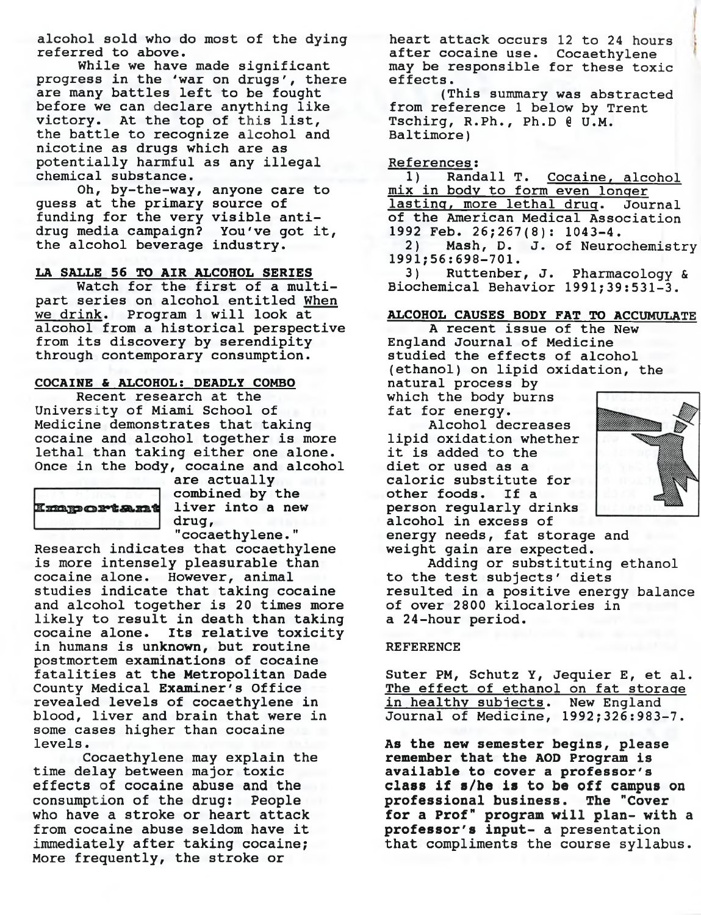alcohol sold who do most of the dying referred to above.

While we have made significant progress in the 'war on drugs', there are many battles left to be fought before we can declare anything like victory. At the top of this list, the battle to recognize alcohol and nicotine as drugs which are as potentially harmful as any illegal chemical substance.

Oh, by-the-way, anyone care to guess at the primary source of funding for the very visible anti-drug media campaign? You've got it, the alcohol beverage industry.

**LA SALLE 56 TO AIR ALCOHOL SERIES**

Watch for the first of a multi-part series on alcohol entitled When we drink. Program 1 will look at alcohol from a historical perspective from its discovery by serendipity through contemporary consumption.

**COCAINE & ALCOHOL: DEADLY COMBO**

Recent research at the University of Miami School of Medicine demonstrates that taking cocaine and alcohol together is more lethal than taking either one alone. Once in the body, cocaine and alcohol are actually combined by the liver into a new drug, "cocaethylene."

**Important**

Research indicates that cocaethylene is more intensely pleasurable than cocaine alone. However, animal studies indicate that taking cocaine and alcohol together is 20 times more likely to result in death than taking cocaine alone. Its relative toxicity in humans is unknown, but routine postmortem examinations of cocaine fatalities at the Metropolitan Dade County Medical Examiner's Office revealed levels of cocaethylene in blood, liver and brain that were in some cases higher than cocaine levels.

Cocaethylene may explain the time delay between major toxic effects of cocaine abuse and the consumption of the drug: People who have a stroke or heart attack from cocaine abuse seldom have it immediately after taking cocaine; More frequently, the stroke or heart attack occurs 12 to 24 hours after cocaine use. Cocaethylene may be responsible for these toxic effects.

(This summary was abstracted from reference 1 below by Trent Tschirg, R.Ph., Ph.D @ U.M. Baltimore)

References:

1) Randall T. Cocaine, alcohol mix in body to form even longer lasting, more lethal drug. Journal of the American Medical Association 1992 Feb. 26;267(8): 1043-4.

2) Mash, D. J. of Neurochemistry 1991;56:698-701.

3) Ruttenber, J. Pharmacology & Biochemical Behavior 1991;39:531-3.

**ALCOHOL CAUSES BODY FAT TO ACCUMULATE**

A recent issue of the New England Journal of Medicine studied the effects of alcohol (ethanol) on lipid oxidation, the natural process by which the body burns fat for energy.

Alcohol decreases lipid oxidation whether it is added to the diet or used as a caloric substitute for other foods. If a person regularly drinks alcohol in excess of energy needs, fat storage and weight gain are expected.

Adding or substituting ethanol to the test subjects' diets resulted in a positive energy balance of over 2800 kilocalories in a 24-hour period.

REFERENCE

Suter PM, Schutz Y, Jequier E, et al. The effect of ethanol on fat storage in healthy subjects. New England Journal of Medicine, 1992;326:983-7.

**As the new semester begins, please remember that the AOD Program is available to cover a professor's class if s/he is to be off campus on professional business. The "Cover for a Prof" program will plan- with a professor's input-** a presentation that compliments the course syllabus.